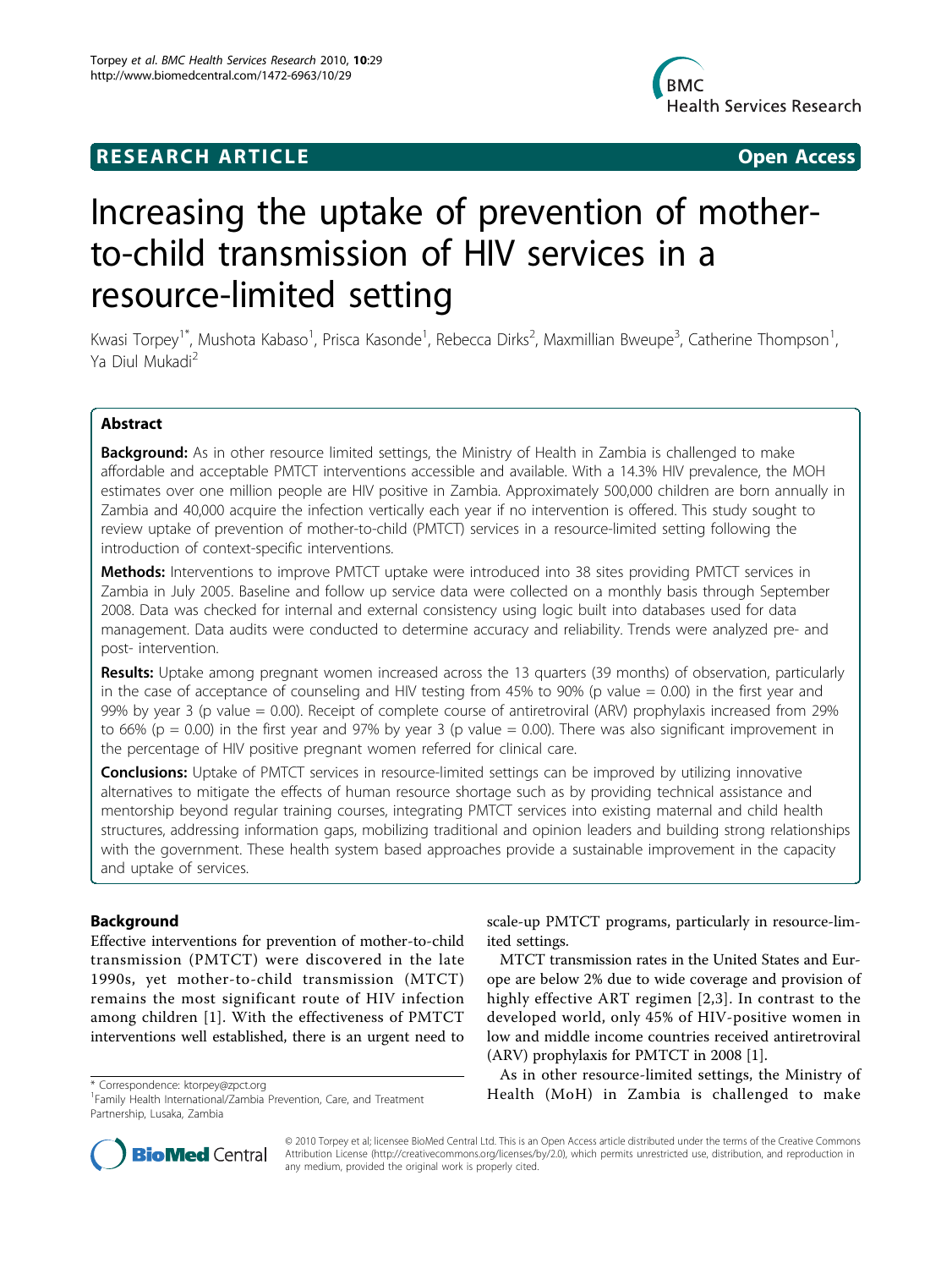RESEARCH ARTICLE

Open Access

# Increasing the uptake of prevention of mother-to-child transmission of HIV services in a resource-limited setting

Kwasi Torpey[1*], Mushota Kabaso[1], Prisca Kasonde[1], Rebecca Dirks[2], Maxmillian Bweupe[3], Catherine Thompson[1], Ya Diul Mukadi[2]

## Abstract

**Background:** As in other resource limited settings, the Ministry of Health in Zambia is challenged to make affordable and acceptable PMTCT interventions accessible and available. With a 14.3% HIV prevalence, the MOH estimates over one million people are HIV positive in Zambia. Approximately 500,000 children are born annually in Zambia and 40,000 acquire the infection vertically each year if no intervention is offered. This study sought to review uptake of prevention of mother-to-child (PMTCT) services in a resource-limited setting following the introduction of context-specific interventions.

**Methods:** Interventions to improve PMTCT uptake were introduced into 38 sites providing PMTCT services in Zambia in July 2005. Baseline and follow up service data were collected on a monthly basis through September 2008. Data was checked for internal and external consistency using logic built into databases used for data management. Data audits were conducted to determine accuracy and reliability. Trends were analyzed pre- and post- intervention.

**Results:** Uptake among pregnant women increased across the 13 quarters (39 months) of observation, particularly in the case of acceptance of counseling and HIV testing from 45% to 90% (p value = 0.00) in the first year and 99% by year 3 (p value = 0.00). Receipt of complete course of antiretroviral (ARV) prophylaxis increased from 29% to 66% (p = 0.00) in the first year and 97% by year 3 (p value = 0.00). There was also significant improvement in the percentage of HIV positive pregnant women referred for clinical care.

**Conclusions:** Uptake of PMTCT services in resource-limited settings can be improved by utilizing innovative alternatives to mitigate the effects of human resource shortage such as by providing technical assistance and mentorship beyond regular training courses, integrating PMTCT services into existing maternal and child health structures, addressing information gaps, mobilizing traditional and opinion leaders and building strong relationships with the government. These health system based approaches provide a sustainable improvement in the capacity and uptake of services.

## Background

Effective interventions for prevention of mother-to-child transmission (PMTCT) were discovered in the late 1990s, yet mother-to-child transmission (MTCT) remains the most significant route of HIV infection among children [1]. With the effectiveness of PMTCT interventions well established, there is an urgent need to scale-up PMTCT programs, particularly in resource-limited settings.

MTCT transmission rates in the United States and Europe are below 2% due to wide coverage and provision of highly effective ART regimen [2,3]. In contrast to the developed world, only 45% of HIV-positive women in low and middle income countries received antiretroviral (ARV) prophylaxis for PMTCT in 2008 [1].

As in other resource-limited settings, the Ministry of Health (MoH) in Zambia is challenged to make

\* Correspondence: ktorpey@zpct.org
[1]Family Health International/Zambia Prevention, Care, and Treatment Partnership, Lusaka, Zambia

© 2010 Torpey et al; licensee BioMed Central Ltd. This is an Open Access article distributed under the terms of the Creative Commons Attribution License (http://creativecommons.org/licenses/by/2.0), which permits unrestricted use, distribution, and reproduction in any medium, provided the original work is properly cited.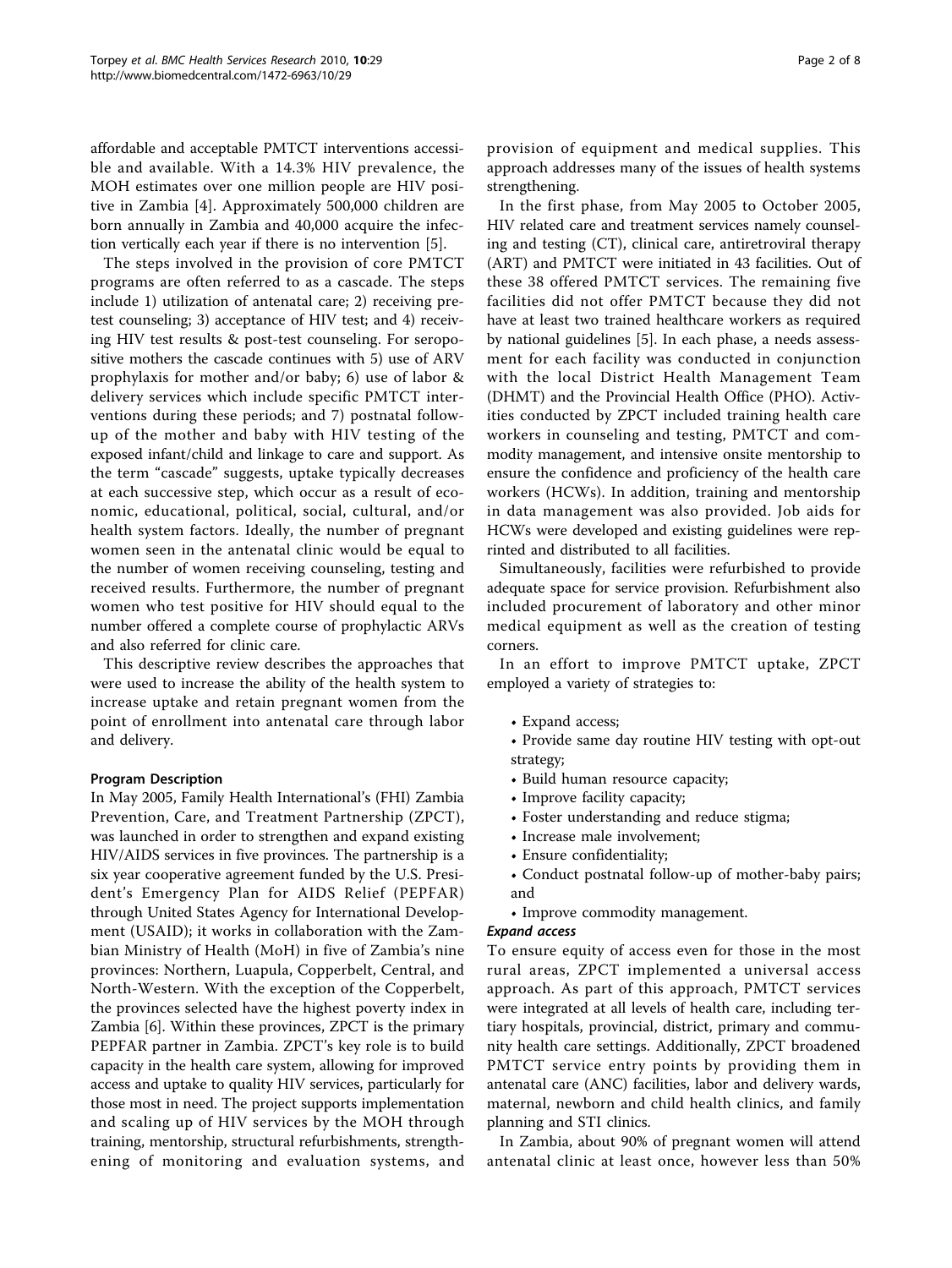affordable and acceptable PMTCT interventions accessible and available. With a 14.3% HIV prevalence, the MOH estimates over one million people are HIV positive in Zambia [4]. Approximately 500,000 children are born annually in Zambia and 40,000 acquire the infection vertically each year if there is no intervention [5].

The steps involved in the provision of core PMTCT programs are often referred to as a cascade. The steps include 1) utilization of antenatal care; 2) receiving pre-test counseling; 3) acceptance of HIV test; and 4) receiving HIV test results & post-test counseling. For seropositive mothers the cascade continues with 5) use of ARV prophylaxis for mother and/or baby; 6) use of labor & delivery services which include specific PMTCT interventions during these periods; and 7) postnatal follow-up of the mother and baby with HIV testing of the exposed infant/child and linkage to care and support. As the term "cascade" suggests, uptake typically decreases at each successive step, which occur as a result of economic, educational, political, social, cultural, and/or health system factors. Ideally, the number of pregnant women seen in the antenatal clinic would be equal to the number of women receiving counseling, testing and received results. Furthermore, the number of pregnant women who test positive for HIV should equal to the number offered a complete course of prophylactic ARVs and also referred for clinic care.

This descriptive review describes the approaches that were used to increase the ability of the health system to increase uptake and retain pregnant women from the point of enrollment into antenatal care through labor and delivery.

### Program Description

In May 2005, Family Health International's (FHI) Zambia Prevention, Care, and Treatment Partnership (ZPCT), was launched in order to strengthen and expand existing HIV/AIDS services in five provinces. The partnership is a six year cooperative agreement funded by the U.S. President's Emergency Plan for AIDS Relief (PEPFAR) through United States Agency for International Development (USAID); it works in collaboration with the Zambian Ministry of Health (MoH) in five of Zambia's nine provinces: Northern, Luapula, Copperbelt, Central, and North-Western. With the exception of the Copperbelt, the provinces selected have the highest poverty index in Zambia [6]. Within these provinces, ZPCT is the primary PEPFAR partner in Zambia. ZPCT's key role is to build capacity in the health care system, allowing for improved access and uptake to quality HIV services, particularly for those most in need. The project supports implementation and scaling up of HIV services by the MOH through training, mentorship, structural refurbishments, strengthening of monitoring and evaluation systems, and provision of equipment and medical supplies. This approach addresses many of the issues of health systems strengthening.

In the first phase, from May 2005 to October 2005, HIV related care and treatment services namely counseling and testing (CT), clinical care, antiretroviral therapy (ART) and PMTCT were initiated in 43 facilities. Out of these 38 offered PMTCT services. The remaining five facilities did not offer PMTCT because they did not have at least two trained healthcare workers as required by national guidelines [5]. In each phase, a needs assessment for each facility was conducted in conjunction with the local District Health Management Team (DHMT) and the Provincial Health Office (PHO). Activities conducted by ZPCT included training health care workers in counseling and testing, PMTCT and commodity management, and intensive onsite mentorship to ensure the confidence and proficiency of the health care workers (HCWs). In addition, training and mentorship in data management was also provided. Job aids for HCWs were developed and existing guidelines were reprinted and distributed to all facilities.

Simultaneously, facilities were refurbished to provide adequate space for service provision. Refurbishment also included procurement of laboratory and other minor medical equipment as well as the creation of testing corners.

In an effort to improve PMTCT uptake, ZPCT employed a variety of strategies to:

- Expand access;
- Provide same day routine HIV testing with opt-out strategy;
- Build human resource capacity;
- Improve facility capacity;
- Foster understanding and reduce stigma;
- Increase male involvement;
- Ensure confidentiality;
- Conduct postnatal follow-up of mother-baby pairs; and
- Improve commodity management.

#### *Expand access*

To ensure equity of access even for those in the most rural areas, ZPCT implemented a universal access approach. As part of this approach, PMTCT services were integrated at all levels of health care, including tertiary hospitals, provincial, district, primary and community health care settings. Additionally, ZPCT broadened PMTCT service entry points by providing them in antenatal care (ANC) facilities, labor and delivery wards, maternal, newborn and child health clinics, and family planning and STI clinics.

In Zambia, about 90% of pregnant women will attend antenatal clinic at least once, however less than 50%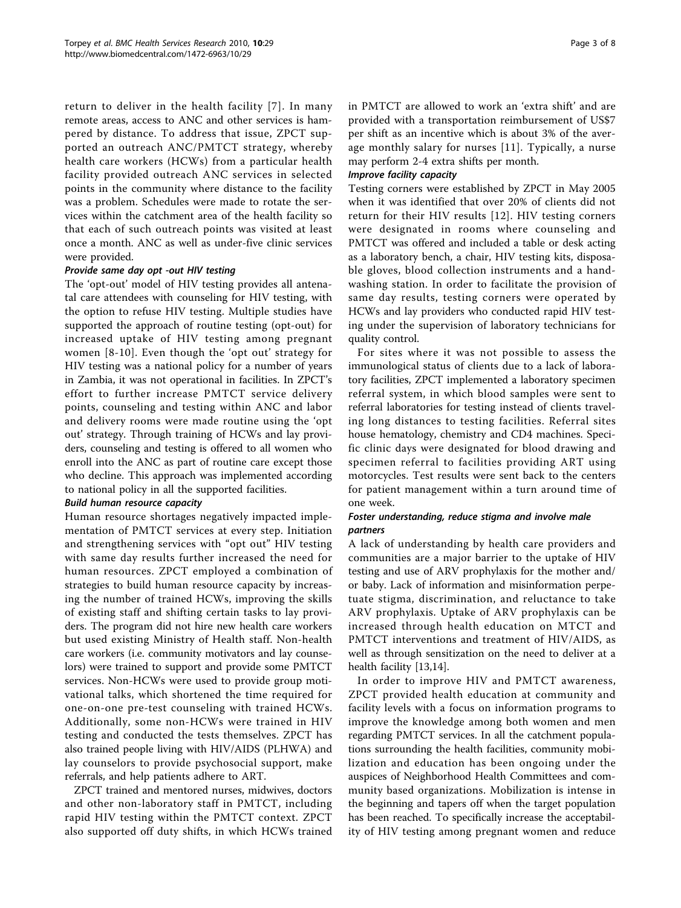return to deliver in the health facility [7]. In many remote areas, access to ANC and other services is hampered by distance. To address that issue, ZPCT supported an outreach ANC/PMTCT strategy, whereby health care workers (HCWs) from a particular health facility provided outreach ANC services in selected points in the community where distance to the facility was a problem. Schedules were made to rotate the services within the catchment area of the health facility so that each of such outreach points was visited at least once a month. ANC as well as under-five clinic services were provided.

#### *Provide same day opt -out HIV testing*

The 'opt-out' model of HIV testing provides all antenatal care attendees with counseling for HIV testing, with the option to refuse HIV testing. Multiple studies have supported the approach of routine testing (opt-out) for increased uptake of HIV testing among pregnant women [8-10]. Even though the 'opt out' strategy for HIV testing was a national policy for a number of years in Zambia, it was not operational in facilities. In ZPCT's effort to further increase PMTCT service delivery points, counseling and testing within ANC and labor and delivery rooms were made routine using the 'opt out' strategy. Through training of HCWs and lay providers, counseling and testing is offered to all women who enroll into the ANC as part of routine care except those who decline. This approach was implemented according to national policy in all the supported facilities.

#### *Build human resource capacity*

Human resource shortages negatively impacted implementation of PMTCT services at every step. Initiation and strengthening services with "opt out" HIV testing with same day results further increased the need for human resources. ZPCT employed a combination of strategies to build human resource capacity by increasing the number of trained HCWs, improving the skills of existing staff and shifting certain tasks to lay providers. The program did not hire new health care workers but used existing Ministry of Health staff. Non-health care workers (i.e. community motivators and lay counselors) were trained to support and provide some PMTCT services. Non-HCWs were used to provide group motivational talks, which shortened the time required for one-on-one pre-test counseling with trained HCWs. Additionally, some non-HCWs were trained in HIV testing and conducted the tests themselves. ZPCT has also trained people living with HIV/AIDS (PLHWA) and lay counselors to provide psychosocial support, make referrals, and help patients adhere to ART.

ZPCT trained and mentored nurses, midwives, doctors and other non-laboratory staff in PMTCT, including rapid HIV testing within the PMTCT context. ZPCT also supported off duty shifts, in which HCWs trained in PMTCT are allowed to work an 'extra shift' and are provided with a transportation reimbursement of US$7 per shift as an incentive which is about 3% of the average monthly salary for nurses [11]. Typically, a nurse may perform 2-4 extra shifts per month.

#### *Improve facility capacity*

Testing corners were established by ZPCT in May 2005 when it was identified that over 20% of clients did not return for their HIV results [12]. HIV testing corners were designated in rooms where counseling and PMTCT was offered and included a table or desk acting as a laboratory bench, a chair, HIV testing kits, disposable gloves, blood collection instruments and a hand-washing station. In order to facilitate the provision of same day results, testing corners were operated by HCWs and lay providers who conducted rapid HIV testing under the supervision of laboratory technicians for quality control.

For sites where it was not possible to assess the immunological status of clients due to a lack of laboratory facilities, ZPCT implemented a laboratory specimen referral system, in which blood samples were sent to referral laboratories for testing instead of clients traveling long distances to testing facilities. Referral sites house hematology, chemistry and CD4 machines. Specific clinic days were designated for blood drawing and specimen referral to facilities providing ART using motorcycles. Test results were sent back to the centers for patient management within a turn around time of one week.

#### *Foster understanding, reduce stigma and involve male partners*

A lack of understanding by health care providers and communities are a major barrier to the uptake of HIV testing and use of ARV prophylaxis for the mother and/or baby. Lack of information and misinformation perpetuate stigma, discrimination, and reluctance to take ARV prophylaxis. Uptake of ARV prophylaxis can be increased through health education on MTCT and PMTCT interventions and treatment of HIV/AIDS, as well as through sensitization on the need to deliver at a health facility [13,14].

In order to improve HIV and PMTCT awareness, ZPCT provided health education at community and facility levels with a focus on information programs to improve the knowledge among both women and men regarding PMTCT services. In all the catchment populations surrounding the health facilities, community mobilization and education has been ongoing under the auspices of Neighborhood Health Committees and community based organizations. Mobilization is intense in the beginning and tapers off when the target population has been reached. To specifically increase the acceptability of HIV testing among pregnant women and reduce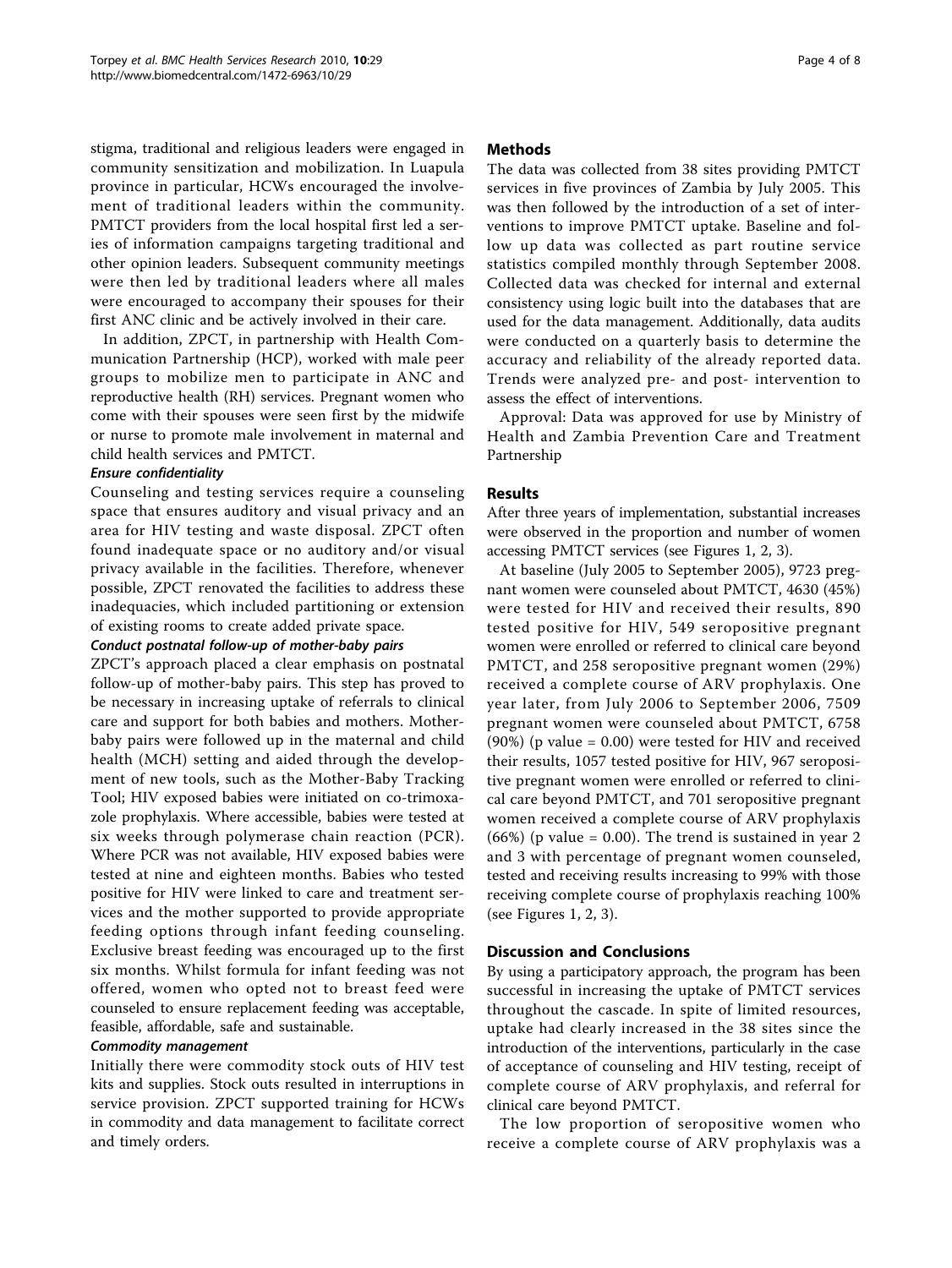stigma, traditional and religious leaders were engaged in community sensitization and mobilization. In Luapula province in particular, HCWs encouraged the involvement of traditional leaders within the community. PMTCT providers from the local hospital first led a series of information campaigns targeting traditional and other opinion leaders. Subsequent community meetings were then led by traditional leaders where all males were encouraged to accompany their spouses for their first ANC clinic and be actively involved in their care.

In addition, ZPCT, in partnership with Health Communication Partnership (HCP), worked with male peer groups to mobilize men to participate in ANC and reproductive health (RH) services. Pregnant women who come with their spouses were seen first by the midwife or nurse to promote male involvement in maternal and child health services and PMTCT.

#### *Ensure confidentiality*

Counseling and testing services require a counseling space that ensures auditory and visual privacy and an area for HIV testing and waste disposal. ZPCT often found inadequate space or no auditory and/or visual privacy available in the facilities. Therefore, whenever possible, ZPCT renovated the facilities to address these inadequacies, which included partitioning or extension of existing rooms to create added private space.

#### *Conduct postnatal follow-up of mother-baby pairs*

ZPCT's approach placed a clear emphasis on postnatal follow-up of mother-baby pairs. This step has proved to be necessary in increasing uptake of referrals to clinical care and support for both babies and mothers. Mother-baby pairs were followed up in the maternal and child health (MCH) setting and aided through the development of new tools, such as the Mother-Baby Tracking Tool; HIV exposed babies were initiated on co-trimoxazole prophylaxis. Where accessible, babies were tested at six weeks through polymerase chain reaction (PCR). Where PCR was not available, HIV exposed babies were tested at nine and eighteen months. Babies who tested positive for HIV were linked to care and treatment services and the mother supported to provide appropriate feeding options through infant feeding counseling. Exclusive breast feeding was encouraged up to the first six months. Whilst formula for infant feeding was not offered, women who opted not to breast feed were counseled to ensure replacement feeding was acceptable, feasible, affordable, safe and sustainable.

#### *Commodity management*

Initially there were commodity stock outs of HIV test kits and supplies. Stock outs resulted in interruptions in service provision. ZPCT supported training for HCWs in commodity and data management to facilitate correct and timely orders.

## Methods

The data was collected from 38 sites providing PMTCT services in five provinces of Zambia by July 2005. This was then followed by the introduction of a set of interventions to improve PMTCT uptake. Baseline and follow up data was collected as part routine service statistics compiled monthly through September 2008. Collected data was checked for internal and external consistency using logic built into the databases that are used for the data management. Additionally, data audits were conducted on a quarterly basis to determine the accuracy and reliability of the already reported data. Trends were analyzed pre- and post- intervention to assess the effect of interventions.

Approval: Data was approved for use by Ministry of Health and Zambia Prevention Care and Treatment Partnership

## Results

After three years of implementation, substantial increases were observed in the proportion and number of women accessing PMTCT services (see Figures 1, 2, 3).

At baseline (July 2005 to September 2005), 9723 pregnant women were counseled about PMTCT, 4630 (45%) were tested for HIV and received their results, 890 tested positive for HIV, 549 seropositive pregnant women were enrolled or referred to clinical care beyond PMTCT, and 258 seropositive pregnant women (29%) received a complete course of ARV prophylaxis. One year later, from July 2006 to September 2006, 7509 pregnant women were counseled about PMTCT, 6758 (90%) ($p$ value = 0.00) were tested for HIV and received their results, 1057 tested positive for HIV, 967 seropositive pregnant women were enrolled or referred to clinical care beyond PMTCT, and 701 seropositive pregnant women received a complete course of ARV prophylaxis (66%) ($p$ value = 0.00). The trend is sustained in year 2 and 3 with percentage of pregnant women counseled, tested and receiving results increasing to 99% with those receiving complete course of prophylaxis reaching 100% (see Figures 1, 2, 3).

## Discussion and Conclusions

By using a participatory approach, the program has been successful in increasing the uptake of PMTCT services throughout the cascade. In spite of limited resources, uptake had clearly increased in the 38 sites since the introduction of the interventions, particularly in the case of acceptance of counseling and HIV testing, receipt of complete course of ARV prophylaxis, and referral for clinical care beyond PMTCT.

The low proportion of seropositive women who receive a complete course of ARV prophylaxis was a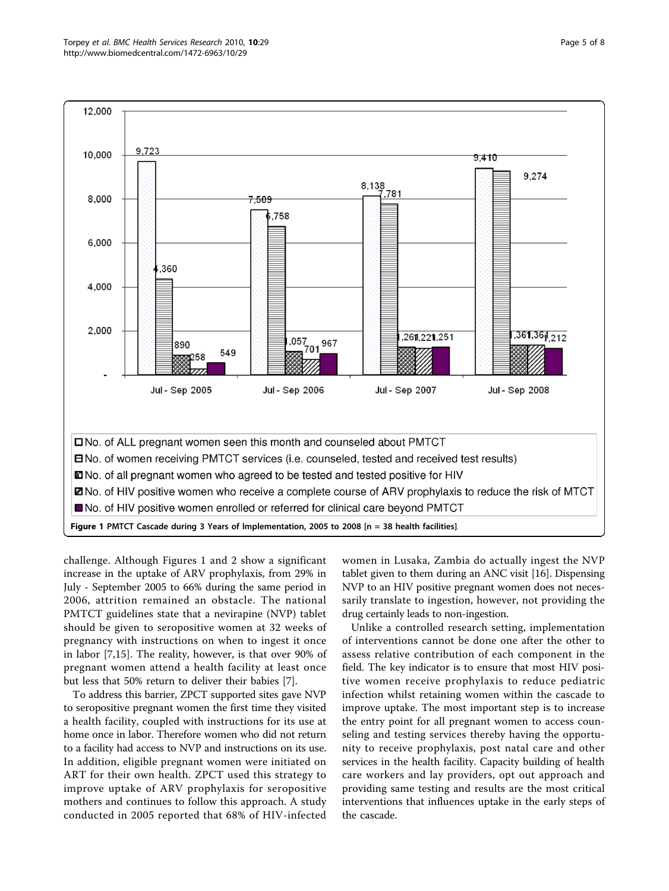**Figure 1 PMTCT Cascade during 3 Years of Implementation, 2005 to 2008 [n = 38 health facilities].**

challenge. Although Figures 1 and 2 show a significant increase in the uptake of ARV prophylaxis, from 29% in July - September 2005 to 66% during the same period in 2006, attrition remained an obstacle. The national PMTCT guidelines state that a nevirapine (NVP) tablet should be given to seropositive women at 32 weeks of pregnancy with instructions on when to ingest it once in labor [7,15]. The reality, however, is that over 90% of pregnant women attend a health facility at least once but less that 50% return to deliver their babies [7].

To address this barrier, ZPCT supported sites gave NVP to seropositive pregnant women the first time they visited a health facility, coupled with instructions for its use at home once in labor. Therefore women who did not return to a facility had access to NVP and instructions on its use. In addition, eligible pregnant women were initiated on ART for their own health. ZPCT used this strategy to improve uptake of ARV prophylaxis for seropositive mothers and continues to follow this approach. A study conducted in 2005 reported that 68% of HIV-infected women in Lusaka, Zambia do actually ingest the NVP tablet given to them during an ANC visit [16]. Dispensing NVP to an HIV positive pregnant women does not necessarily translate to ingestion, however, not providing the drug certainly leads to non-ingestion.

Unlike a controlled research setting, implementation of interventions cannot be done one after the other to assess relative contribution of each component in the field. The key indicator is to ensure that most HIV positive women receive prophylaxis to reduce pediatric infection whilst retaining women within the cascade to improve uptake. The most important step is to increase the entry point for all pregnant women to access counseling and testing services thereby having the opportunity to receive prophylaxis, post natal care and other services in the health facility. Capacity building of health care workers and lay providers, opt out approach and providing same testing and results are the most critical interventions that influences uptake in the early steps of the cascade.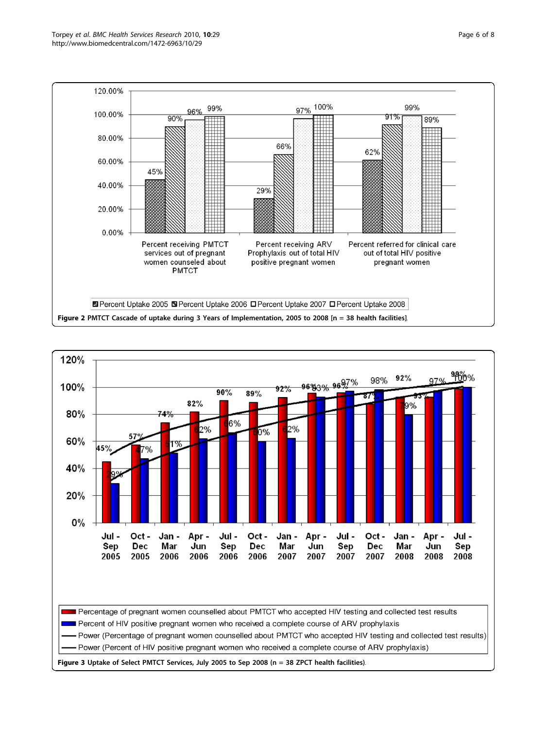Figure 2 PMTCT Cascade of uptake during 3 Years of Implementation, 2005 to 2008 [n = 38 health facilities].

Figure 3 Uptake of Select PMTCT Services, July 2005 to Sep 2008 (n = 38 ZPCT health facilities).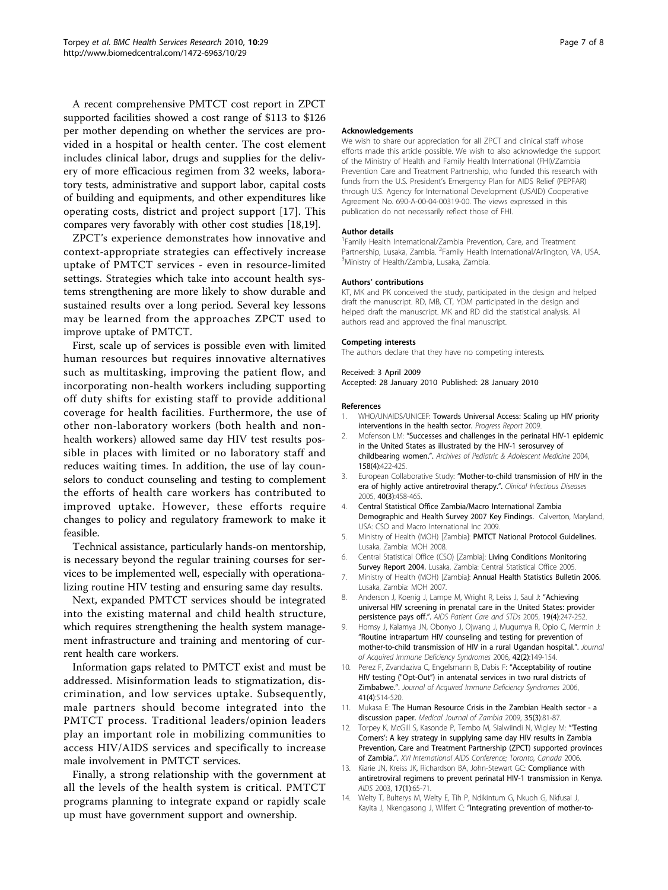A recent comprehensive PMTCT cost report in ZPCT supported facilities showed a cost range of $113 to $126 per mother depending on whether the services are provided in a hospital or health center. The cost element includes clinical labor, drugs and supplies for the delivery of more efficacious regimen from 32 weeks, laboratory tests, administrative and support labor, capital costs of building and equipments, and other expenditures like operating costs, district and project support [17]. This compares very favorably with other cost studies [18,19].

ZPCT's experience demonstrates how innovative and context-appropriate strategies can effectively increase uptake of PMTCT services - even in resource-limited settings. Strategies which take into account health systems strengthening are more likely to show durable and sustained results over a long period. Several key lessons may be learned from the approaches ZPCT used to improve uptake of PMTCT.

First, scale up of services is possible even with limited human resources but requires innovative alternatives such as multitasking, improving the patient flow, and incorporating non-health workers including supporting off duty shifts for existing staff to provide additional coverage for health facilities. Furthermore, the use of other non-laboratory workers (both health and non-health workers) allowed same day HIV test results possible in places with limited or no laboratory staff and reduces waiting times. In addition, the use of lay counselors to conduct counseling and testing to complement the efforts of health care workers has contributed to improved uptake. However, these efforts require changes to policy and regulatory framework to make it feasible.

Technical assistance, particularly hands-on mentorship, is necessary beyond the regular training courses for services to be implemented well, especially with operationalizing routine HIV testing and ensuring same day results.

Next, expanded PMTCT services should be integrated into the existing maternal and child health structure, which requires strengthening the health system management infrastructure and training and mentoring of current health care workers.

Information gaps related to PMTCT exist and must be addressed. Misinformation leads to stigmatization, discrimination, and low services uptake. Subsequently, male partners should become integrated into the PMTCT process. Traditional leaders/opinion leaders play an important role in mobilizing communities to access HIV/AIDS services and specifically to increase male involvement in PMTCT services.

Finally, a strong relationship with the government at all the levels of the health system is critical. PMTCT programs planning to integrate expand or rapidly scale up must have government support and ownership.

#### Acknowledgements

We wish to share our appreciation for all ZPCT and clinical staff whose efforts made this article possible. We wish to also acknowledge the support of the Ministry of Health and Family Health International (FHI)/Zambia Prevention Care and Treatment Partnership, who funded this research with funds from the U.S. President's Emergency Plan for AIDS Relief (PEPFAR) through U.S. Agency for International Development (USAID) Cooperative Agreement No. 690-A-00-04-00319-00. The views expressed in this publication do not necessarily reflect those of FHI.

#### Author details

[1]Family Health International/Zambia Prevention, Care, and Treatment Partnership, Lusaka, Zambia. [2]Family Health International/Arlington, VA, USA. [3]Ministry of Health/Zambia, Lusaka, Zambia.

#### Authors' contributions

KT, MK and PK conceived the study, participated in the design and helped draft the manuscript. RD, MB, CT, YDM participated in the design and helped draft the manuscript. MK and RD did the statistical analysis. All authors read and approved the final manuscript.

#### Competing interests

The authors declare that they have no competing interests.

Received: 3 April 2009
Accepted: 28 January 2010 Published: 28 January 2010

#### References

1. WHO/UNAIDS/UNICEF: **Towards Universal Access: Scaling up HIV priority interventions in the health sector.** *Progress Report* 2009.
2. Mofenson LM: **"Successes and challenges in the perinatal HIV-1 epidemic in the United States as illustrated by the HIV-1 serosurvey of childbearing women.".** *Archives of Pediatric & Adolescent Medicine* 2004, **158(4)**:422-425.
3. European Collaborative Study: **"Mother-to-child transmission of HIV in the era of highly active antiretroviral therapy.".** *Clinical Infectious Diseases* 2005, **40(3)**:458-465.
4. **Central Statistical Office Zambia/Macro International Zambia Demographic and Health Survey 2007 Key Findings.** Calverton, Maryland, USA: CSO and Macro International Inc 2009.
5. Ministry of Health (MOH) [Zambia]: **PMTCT National Protocol Guidelines.** Lusaka, Zambia: MOH 2008.
6. Central Statistical Office (CSO) [Zambia]: **Living Conditions Monitoring Survey Report 2004.** Lusaka, Zambia: Central Statistical Office 2005.
7. Ministry of Health (MOH) [Zambia]: **Annual Health Statistics Bulletin 2006.** Lusaka, Zambia: MOH 2007.
8. Anderson J, Koenig J, Lampe M, Wright R, Leiss J, Saul J: **"Achieving universal HIV screening in prenatal care in the United States: provider persistence pays off.".** *AIDS Patient Care and STDs* 2005, **19(4)**:247-252.
9. Homsy J, Kalamya JN, Obonyo J, Ojwang J, Mugumya R, Opio C, Mermin J: **"Routine intrapartum HIV counseling and testing for prevention of mother-to-child transmission of HIV in a rural Ugandan hospital.".** *Journal of Acquired Immune Deficiency Syndromes* 2006, **42(2)**:149-154.
10. Perez F, Zvandaziva C, Engelsmann B, Dabis F: **"Acceptability of routine HIV testing ("Opt-Out") in antenatal services in two rural districts of Zimbabwe.".** *Journal of Acquired Immune Deficiency Syndromes* 2006, **41(4)**:514-520.
11. Mukasa E: **The Human Resource Crisis in the Zambian Health sector - a discussion paper.** *Medical Journal of Zambia* 2009, **35(3)**:81-87.
12. Torpey K, McGill S, Kasonde P, Tembo M, Sialwiindi N, Wigley M: **"'Testing Corners': A key strategy in supplying same day HIV results in Zambia Prevention, Care and Treatment Partnership (ZPCT) supported provinces of Zambia.".** *XVI International AIDS Conference; Toronto, Canada* 2006.
13. Kiarie JN, Kreiss JK, Richardson BA, John-Stewart GC: **Compliance with antiretroviral regimens to prevent perinatal HIV-1 transmission in Kenya.** *AIDS* 2003, **17(1)**:65-71.
14. Welty T, Bulterys M, Welty E, Tih P, Ndikintum G, Nkuoh G, Nkfusai J, Kayita J, Nkengasong J, Wilfert C: **"Integrating prevention of mother-to-**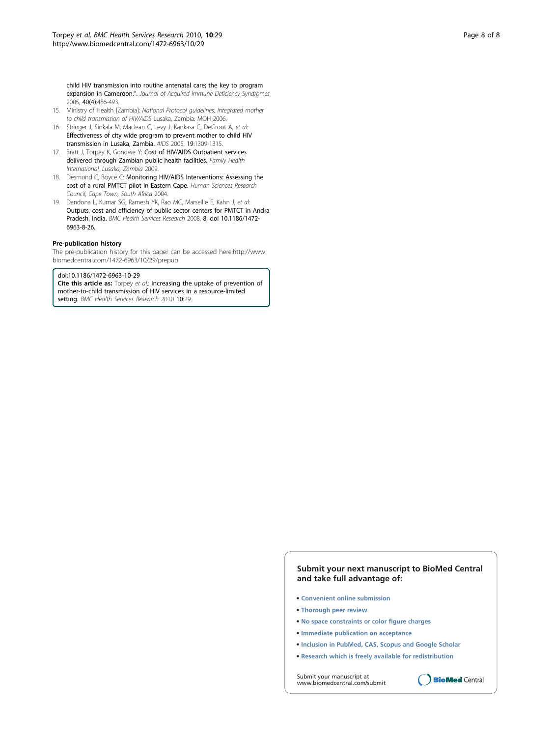child HIV transmission into routine antenatal care; the key to program expansion in Cameroon.". *Journal of Acquired Immune Deficiency Syndromes* 2005, **40(4)**:486-493.

15. Ministry of Health [Zambia]: *National Protocol guidelines: Integrated mother to child transmission of HIV/AIDS* Lusaka, Zambia: MOH 2006.
16. Stringer J, Sinkala M, Maclean C, Levy J, Kankasa C, DeGroot A, *et al*: **Effectiveness of city wide program to prevent mother to child HIV transmission in Lusaka, Zambia.** *AIDS* 2005, **19**:1309-1315.
17. Bratt J, Torpey K, Gondwe Y: **Cost of HIV/AIDS Outpatient services delivered through Zambian public health facilities.** *Family Health International, Lusaka, Zambia* 2009.
18. Desmond C, Boyce C: **Monitoring HIV/AIDS Interventions: Assessing the cost of a rural PMTCT pilot in Eastern Cape.** *Human Sciences Research Council, Cape Town, South Africa* 2004.
19. Dandona L, Kumar SG, Ramesh YK, Rao MC, Marseille E, Kahn J, *et al*: **Outputs, cost and efficiency of public sector centers for PMTCT in Andra Pradesh, India.** *BMC Health Services Research* 2008, **8**, doi 10.1186/1472-6963-8-26.

### Pre-publication history

The pre-publication history for this paper can be accessed here:http://www.biomedcentral.com/1472-6963/10/29/prepub

doi:10.1186/1472-6963-10-29

**Cite this article as:** Torpey *et al.*: Increasing the uptake of prevention of mother-to-child transmission of HIV services in a resource-limited setting. *BMC Health Services Research* 2010 **10**:29.

**Submit your next manuscript to BioMed Central and take full advantage of:**

- **Convenient online submission**
- **Thorough peer review**
- **No space constraints or color figure charges**
- **Immediate publication on acceptance**
- **Inclusion in PubMed, CAS, Scopus and Google Scholar**
- **Research which is freely available for redistribution**

Submit your manuscript at www.biomedcentral.com/submit

BioMed Central